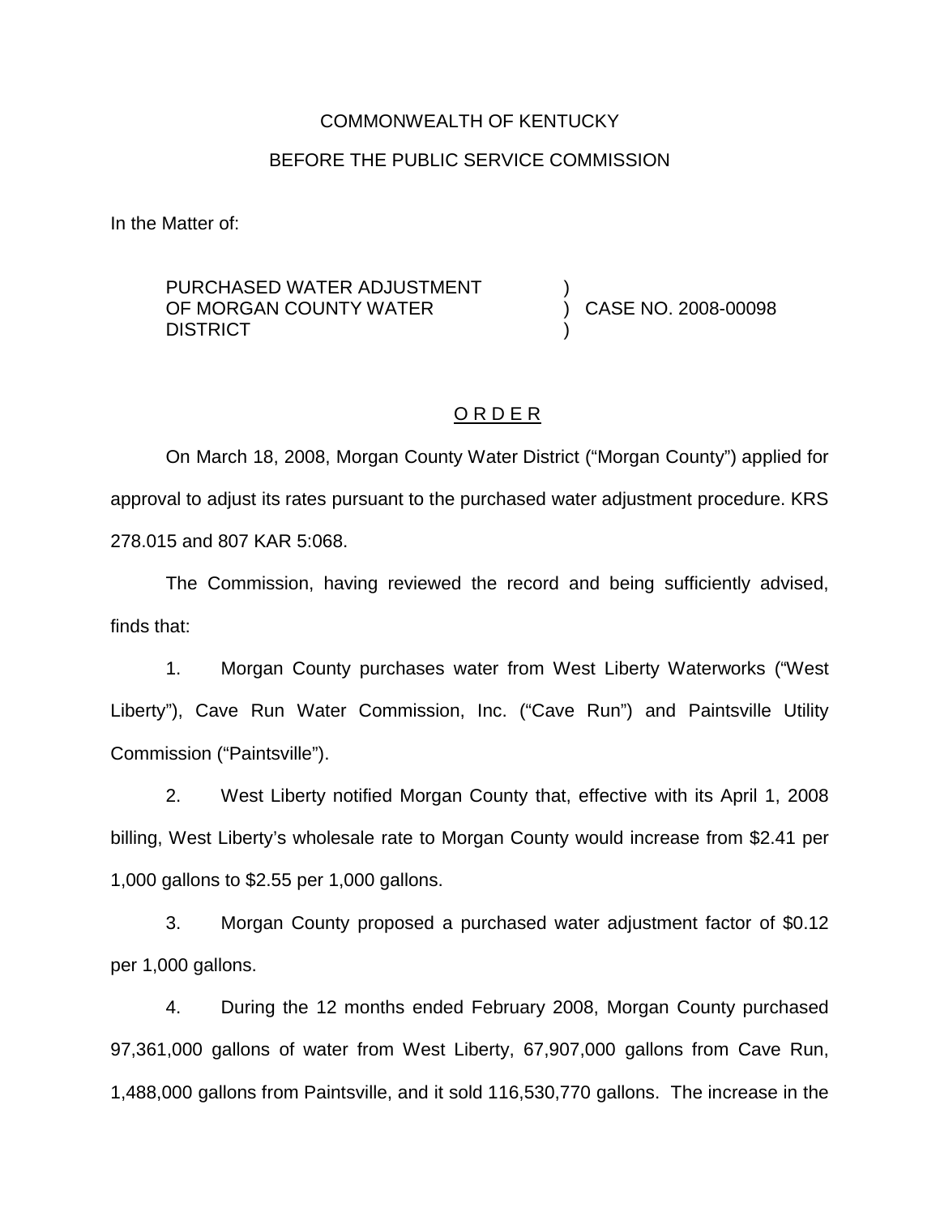COMMONWEALTH OF KENTUCKY

BEFORE THE PUBLIC SERVICE COMMISSION

In the Matter of:

| | | |
|---|---|---|
| PURCHASED WATER ADJUSTMENT OF MORGAN COUNTY WATER DISTRICT | ) ) ) | CASE NO. 2008-00098 |

## O R D E R

On March 18, 2008, Morgan County Water District ("Morgan County") applied for approval to adjust its rates pursuant to the purchased water adjustment procedure. KRS 278.015 and 807 KAR 5:068.

The Commission, having reviewed the record and being sufficiently advised, finds that:

1. Morgan County purchases water from West Liberty Waterworks ("West Liberty"), Cave Run Water Commission, Inc. ("Cave Run") and Paintsville Utility Commission ("Paintsville").

2. West Liberty notified Morgan County that, effective with its April 1, 2008 billing, West Liberty's wholesale rate to Morgan County would increase from $2.41 per 1,000 gallons to $2.55 per 1,000 gallons.

3. Morgan County proposed a purchased water adjustment factor of $0.12 per 1,000 gallons.

4. During the 12 months ended February 2008, Morgan County purchased 97,361,000 gallons of water from West Liberty, 67,907,000 gallons from Cave Run, 1,488,000 gallons from Paintsville, and it sold 116,530,770 gallons. The increase in the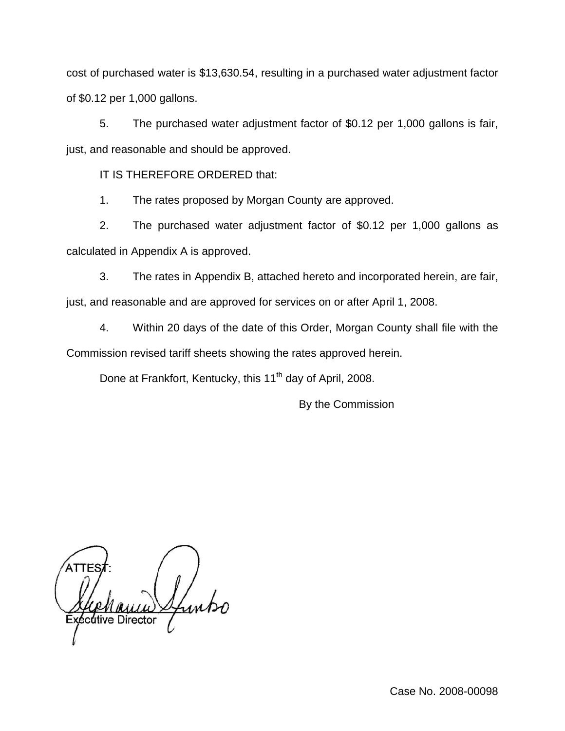cost of purchased water is $13,630.54, resulting in a purchased water adjustment factor of $0.12 per 1,000 gallons.

5. The purchased water adjustment factor of $0.12 per 1,000 gallons is fair, just, and reasonable and should be approved.

IT IS THEREFORE ORDERED that:

1. The rates proposed by Morgan County are approved.

2. The purchased water adjustment factor of $0.12 per 1,000 gallons as calculated in Appendix A is approved.

3. The rates in Appendix B, attached hereto and incorporated herein, are fair, just, and reasonable and are approved for services on or after April 1, 2008.

4. Within 20 days of the date of this Order, Morgan County shall file with the Commission revised tariff sheets showing the rates approved herein.

Done at Frankfort, Kentucky, this 11th day of April, 2008.

By the Commission

ATTEST:

Executive Director

Case No. 2008-00098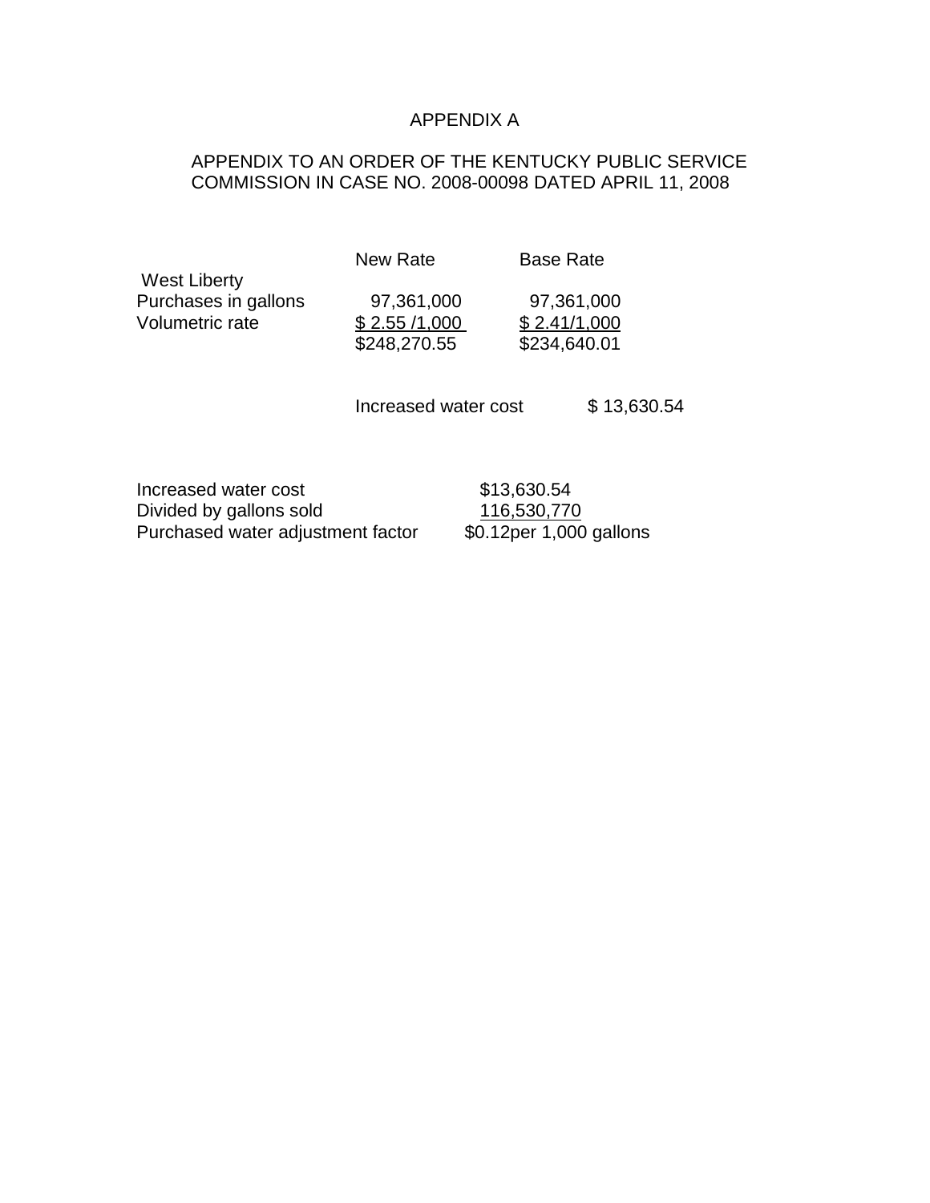# APPENDIX A

APPENDIX TO AN ORDER OF THE KENTUCKY PUBLIC SERVICE COMMISSION IN CASE NO. 2008-00098 DATED APRIL 11, 2008

| | New Rate | Base Rate |
|---|---|---|
| West Liberty | | |
| Purchases in gallons | 97,361,000 | 97,361,000 |
| Volumetric rate | $ 2.55 /1,000 | $ 2.41/1,000 |
| | $248,270.55 | $234,640.01 |

Increased water cost $ 13,630.54

| | |
|---|---|
| Increased water cost | $13,630.54 |
| Divided by gallons sold | 116,530,770 |
| Purchased water adjustment factor | $0.12per 1,000 gallons |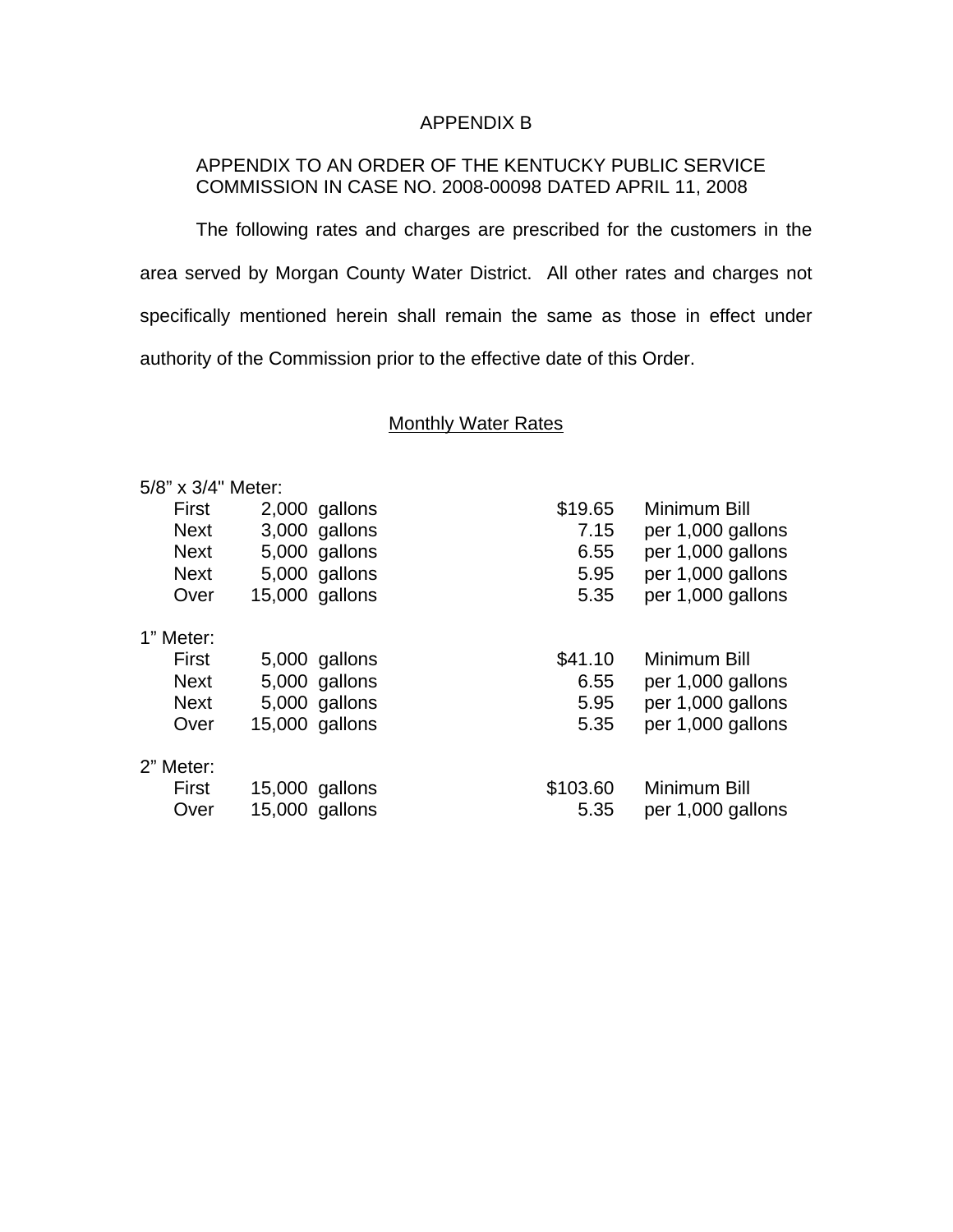# APPENDIX B

APPENDIX TO AN ORDER OF THE KENTUCKY PUBLIC SERVICE COMMISSION IN CASE NO. 2008-00098 DATED APRIL 11, 2008

The following rates and charges are prescribed for the customers in the area served by Morgan County Water District. All other rates and charges not specifically mentioned herein shall remain the same as those in effect under authority of the Commission prior to the effective date of this Order.

## Monthly Water Rates

| | | | |
|---|---|---|---|
| 5/8" x 3/4" Meter: | | | |
| First | 2,000 gallons | $19.65 | Minimum Bill |
| Next | 3,000 gallons | 7.15 | per 1,000 gallons |
| Next | 5,000 gallons | 6.55 | per 1,000 gallons |
| Next | 5,000 gallons | 5.95 | per 1,000 gallons |
| Over | 15,000 gallons | 5.35 | per 1,000 gallons |
| 1" Meter: | | | |
| First | 5,000 gallons | $41.10 | Minimum Bill |
| Next | 5,000 gallons | 6.55 | per 1,000 gallons |
| Next | 5,000 gallons | 5.95 | per 1,000 gallons |
| Over | 15,000 gallons | 5.35 | per 1,000 gallons |
| 2" Meter: | | | |
| First | 15,000 gallons | $103.60 | Minimum Bill |
| Over | 15,000 gallons | 5.35 | per 1,000 gallons |